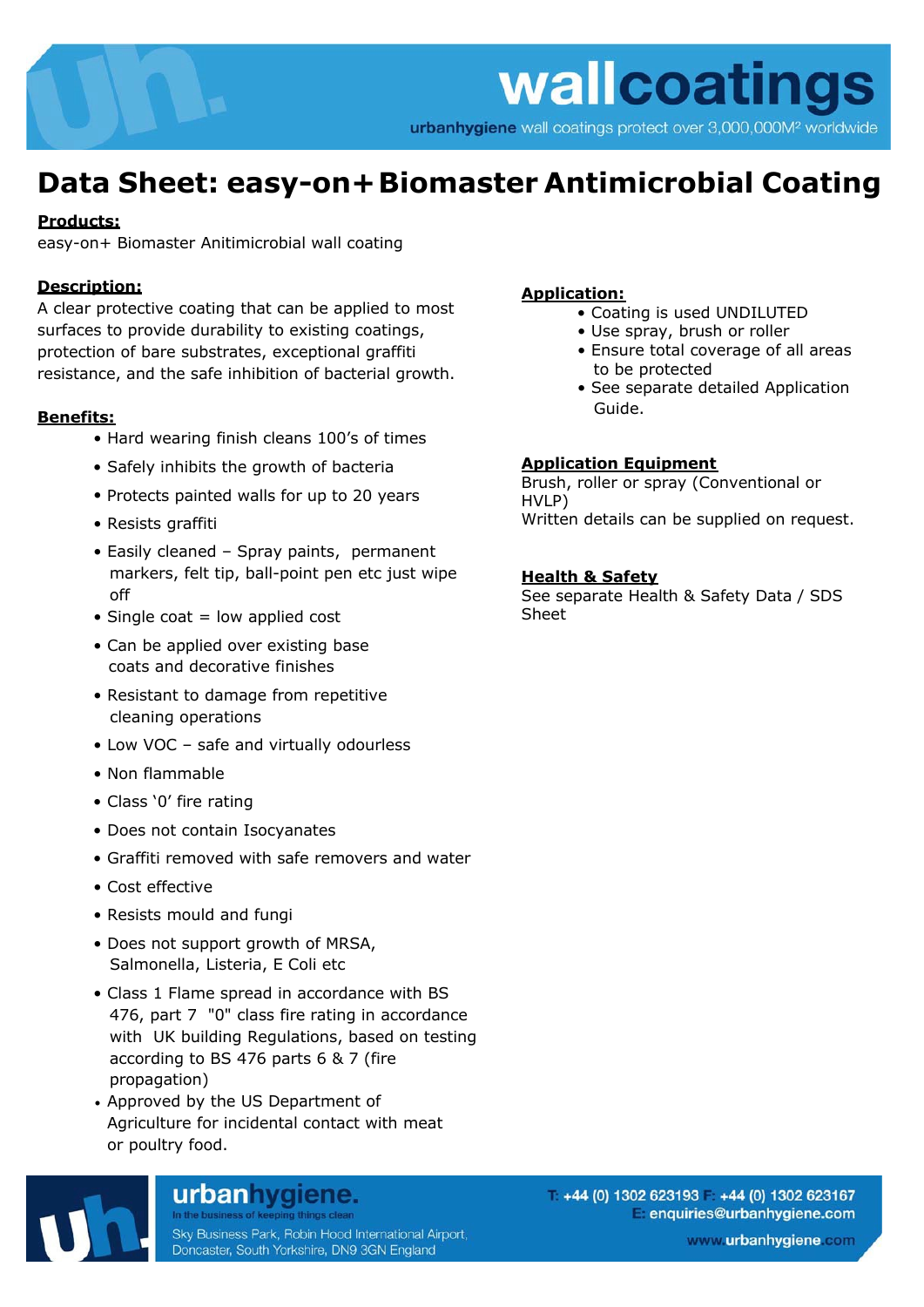# Data Sheet: easy-on+ Biomaster Antimicrobial Coating

**Products:**

easy-on+ Biomaster Anitimicrobial wall coating

**Description:**

A clear protective coating that can be applied to most surfaces to provide durability to existing coatings, protection of bare substrates, exceptional graffiti resistance, and the safe inhibition of bacterial growth.

**Benefits:**

- Hard wearing finish cleans 100's of times
- Safely inhibits the growth of bacteria
- Protects painted walls for up to 20 years
- Resists graffiti
- Easily cleaned – Spray paints, permanent markers, felt tip, ball-point pen etc just wipe off
- Single coat = low applied cost
- Can be applied over existing base coats and decorative finishes
- Resistant to damage from repetitive cleaning operations
- Low VOC – safe and virtually odourless
- Non flammable
- Class '0' fire rating
- Does not contain Isocyanates
- Graffiti removed with safe removers and water
- Cost effective
- Resists mould and fungi
- Does not support growth of MRSA, Salmonella, Listeria, E Coli etc
- Class 1 Flame spread in accordance with BS 476, part 7 "0" class fire rating in accordance with UK building Regulations, based on testing according to BS 476 parts 6 & 7 (fire propagation)
- Approved by the US Department of Agriculture for incidental contact with meat or poultry food.

**Application:**

- Coating is used UNDILUTED
- Use spray, brush or roller
- Ensure total coverage of all areas to be protected
- See separate detailed Application Guide.

**Application Equipment**

Brush, roller or spray (Conventional or HVLP)

Written details can be supplied on request.

**Health & Safety**

See separate Health & Safety Data / SDS Sheet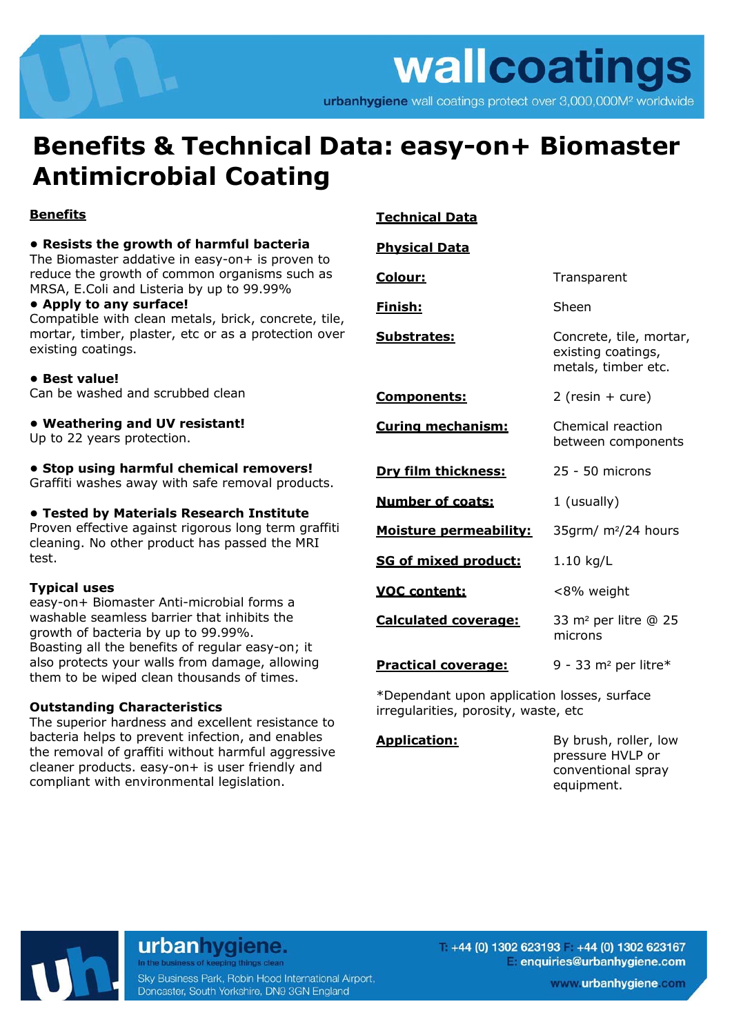# Benefits & Technical Data: easy-on+ Biomaster Antimicrobial Coating

## Benefits

**• Resists the growth of harmful bacteria**
The Biomaster addative in easy-on+ is proven to reduce the growth of common organisms such as MRSA, E.Coli and Listeria by up to 99.99%

**• Apply to any surface!**
Compatible with clean metals, brick, concrete, tile, mortar, timber, plaster, etc or as a protection over existing coatings.

**• Best value!**
Can be washed and scrubbed clean

**• Weathering and UV resistant!**
Up to 22 years protection.

**• Stop using harmful chemical removers!**
Graffiti washes away with safe removal products.

**• Tested by Materials Research Institute**
Proven effective against rigorous long term graffiti cleaning. No other product has passed the MRI test.

**Typical uses**
easy-on+ Biomaster Anti-microbial forms a washable seamless barrier that inhibits the growth of bacteria by up to 99.99%.
Boasting all the benefits of regular easy-on; it also protects your walls from damage, allowing them to be wiped clean thousands of times.

**Outstanding Characteristics**
The superior hardness and excellent resistance to bacteria helps to prevent infection, and enables the removal of graffiti without harmful aggressive cleaner products. easy-on+ is user friendly and compliant with environmental legislation.

## Technical Data

### Physical Data

| | |
|---|---|
| **Colour:** | Transparent |
| **Finish:** | Sheen |
| **Substrates:** | Concrete, tile, mortar, existing coatings, metals, timber etc. |
| **Components:** | 2 (resin + cure) |
| **Curing mechanism:** | Chemical reaction between components |
| **Dry film thickness:** | 25 - 50 microns |
| **Number of coats:** | 1 (usually) |
| **Moisture permeability:** | 35grm/ m²/24 hours |
| **SG of mixed product:** | 1.10 kg/L |
| **VOC content:** | <8% weight |
| **Calculated coverage:** | 33 m² per litre @ 25 microns |
| **Practical coverage:** | 9 - 33 m² per litre* |

*Dependant upon application losses, surface irregularities, porosity, waste, etc

| | |
|---|---|
| **Application:** | By brush, roller, low pressure HVLP or conventional spray equipment. |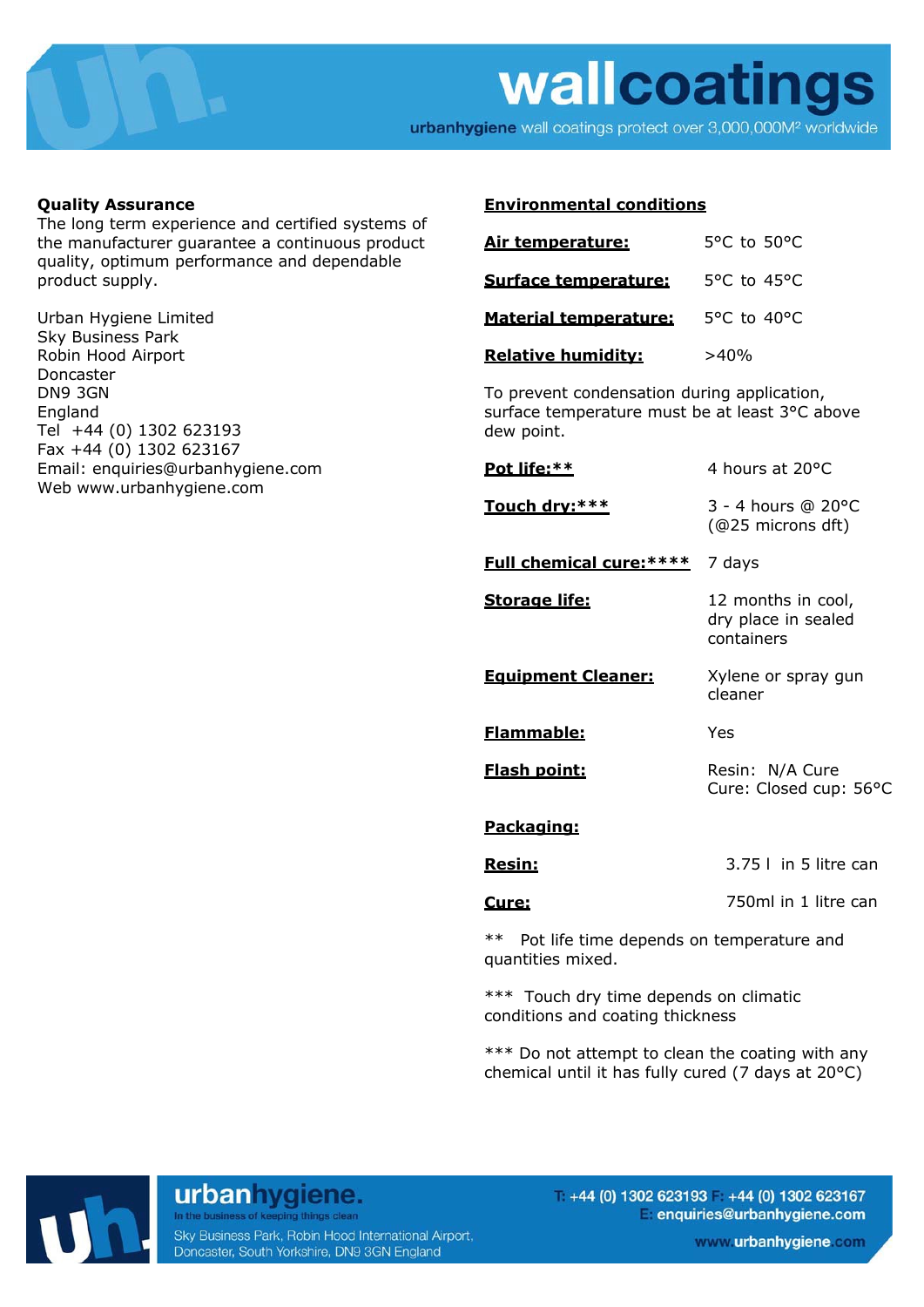**Quality Assurance**
The long term experience and certified systems of the manufacturer guarantee a continuous product quality, optimum performance and dependable product supply.

Urban Hygiene Limited
Sky Business Park
Robin Hood Airport
Doncaster
DN9 3GN
England
Tel +44 (0) 1302 623193
Fax +44 (0) 1302 623167
Email: enquiries@urbanhygiene.com
Web www.urbanhygiene.com

**Environmental conditions**

| | |
|---|---|
| **Air temperature:** | 5°C to 50°C |
| **Surface temperature:** | 5°C to 45°C |
| **Material temperature:** | 5°C to 40°C |
| **Relative humidity:** | >40% |

To prevent condensation during application, surface temperature must be at least 3°C above dew point.

| | |
|---|---|
| **Pot life:**** | 4 hours at 20°C |
| **Touch dry:***** | 3 - 4 hours @ 20°C (@25 microns dft) |
| **Full chemical cure:****** | 7 days |
| **Storage life:** | 12 months in cool, dry place in sealed containers |
| **Equipment Cleaner:** | Xylene or spray gun cleaner |
| **Flammable:** | Yes |
| **Flash point:** | Resin: N/A Cure<br>Cure: Closed cup: 56°C |

**Packaging:**

| | |
|---|---|
| **Resin:** | 3.75 l in 5 litre can |
| **Cure:** | 750ml in 1 litre can |

** Pot life time depends on temperature and quantities mixed.

*** Touch dry time depends on climatic conditions and coating thickness

*** Do not attempt to clean the coating with any chemical until it has fully cured (7 days at 20°C)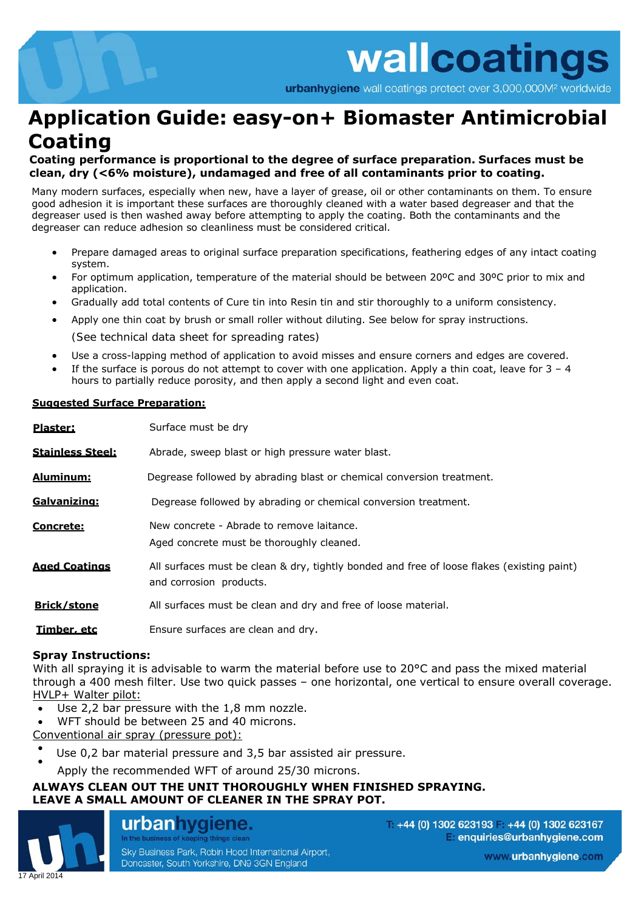# Application Guide: easy-on+ Biomaster Antimicrobial Coating

**Coating performance is proportional to the degree of surface preparation. Surfaces must be clean, dry (<6% moisture), undamaged and free of all contaminants prior to coating.**

Many modern surfaces, especially when new, have a layer of grease, oil or other contaminants on them. To ensure good adhesion it is important these surfaces are thoroughly cleaned with a water based degreaser and that the degreaser used is then washed away before attempting to apply the coating. Both the contaminants and the degreaser can reduce adhesion so cleanliness must be considered critical.

- Prepare damaged areas to original surface preparation specifications, feathering edges of any intact coating system.
- For optimum application, temperature of the material should be between 20ºC and 30ºC prior to mix and application.
- Gradually add total contents of Cure tin into Resin tin and stir thoroughly to a uniform consistency.
- Apply one thin coat by brush or small roller without diluting. See below for spray instructions.

  (See technical data sheet for spreading rates)

- Use a cross-lapping method of application to avoid misses and ensure corners and edges are covered.
- If the surface is porous do not attempt to cover with one application. Apply a thin coat, leave for 3 – 4 hours to partially reduce porosity, and then apply a second light and even coat.

**Suggested Surface Preparation:**

| | |
|---|---|
| **Plaster:** | Surface must be dry |
| **Stainless Steel:** | Abrade, sweep blast or high pressure water blast. |
| **Aluminum:** | Degrease followed by abrading blast or chemical conversion treatment. |
| **Galvanizing:** | Degrease followed by abrading or chemical conversion treatment. |
| **Concrete:** | New concrete - Abrade to remove laitance. Aged concrete must be thoroughly cleaned. |
| **Aged Coatings** | All surfaces must be clean & dry, tightly bonded and free of loose flakes (existing paint) and corrosion products. |
| **Brick/stone** | All surfaces must be clean and dry and free of loose material. |
| **Timber, etc** | Ensure surfaces are clean and dry. |

**Spray Instructions:**

With all spraying it is advisable to warm the material before use to 20°C and pass the mixed material through a 400 mesh filter. Use two quick passes – one horizontal, one vertical to ensure overall coverage.

HVLP+ Walter pilot:

- Use 2,2 bar pressure with the 1,8 mm nozzle.
- WFT should be between 25 and 40 microns.

Conventional air spray (pressure pot):

- Use 0,2 bar material pressure and 3,5 bar assisted air pressure.
- Apply the recommended WFT of around 25/30 microns.

**ALWAYS CLEAN OUT THE UNIT THOROUGHLY WHEN FINISHED SPRAYING.**
**LEAVE A SMALL AMOUNT OF CLEANER IN THE SPRAY POT.**

urbanhygiene. In the business of keeping things clean
Sky Business Park, Robin Hood International Airport, Doncaster, South Yorkshire, DN9 3GN England

T: +44 (0) 1302 623193 F: +44 (0) 1302 623167
E: enquiries@urbanhygiene.com
www.urbanhygiene.com

17 April 2014